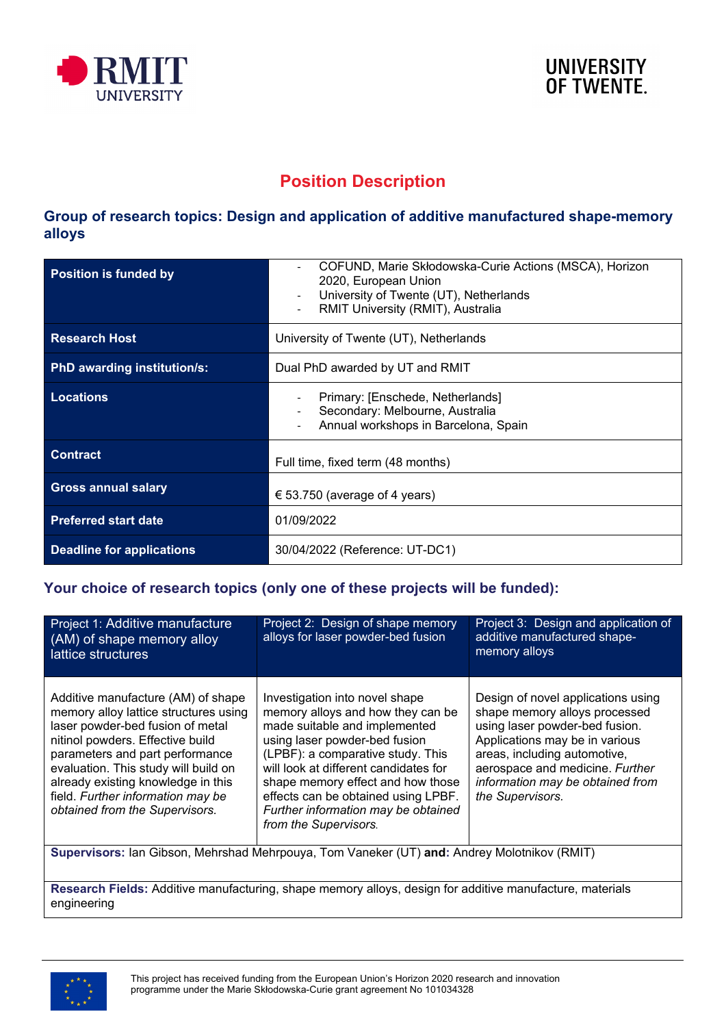RMIT UNIVERSITY

UNIVERSITY OF TWENTE.

# Position Description

## Group of research topics: Design and application of additive manufactured shape-memory alloys

| | |
|---|---|
| **Position is funded by** | - COFUND, Marie Skłodowska-Curie Actions (MSCA), Horizon 2020, European Union<br>- University of Twente (UT), Netherlands<br>- RMIT University (RMIT), Australia |
| **Research Host** | University of Twente (UT), Netherlands |
| **PhD awarding institution/s:** | Dual PhD awarded by UT and RMIT |
| **Locations** | - Primary: [Enschede, Netherlands]<br>- Secondary: Melbourne, Australia<br>- Annual workshops in Barcelona, Spain |
| **Contract** | Full time, fixed term (48 months) |
| **Gross annual salary** | € 53.750 (average of 4 years) |
| **Preferred start date** | 01/09/2022 |
| **Deadline for applications** | 30/04/2022 (Reference: UT-DC1) |

## Your choice of research topics (only one of these projects will be funded):

| Project 1: Additive manufacture (AM) of shape memory alloy lattice structures | Project 2: Design of shape memory alloys for laser powder-bed fusion | Project 3: Design and application of additive manufactured shape-memory alloys |
|---|---|---|
| Additive manufacture (AM) of shape memory alloy lattice structures using laser powder-bed fusion of metal nitinol powders. Effective build parameters and part performance evaluation. This study will build on already existing knowledge in this field. *Further information may be obtained from the Supervisors.* | Investigation into novel shape memory alloys and how they can be made suitable and implemented using laser powder-bed fusion (LPBF): a comparative study. This will look at different candidates for shape memory effect and how those effects can be obtained using LPBF. *Further information may be obtained from the Supervisors.* | Design of novel applications using shape memory alloys processed using laser powder-bed fusion. Applications may be in various areas, including automotive, aerospace and medicine. *Further information may be obtained from the Supervisors.* |
| **Supervisors:** Ian Gibson, Mehrshad Mehrpouya, Tom Vaneker (UT) **and:** Andrey Molotnikov (RMIT) | | |
| **Research Fields:** Additive manufacturing, shape memory alloys, design for additive manufacture, materials engineering | | |

This project has received funding from the European Union's Horizon 2020 research and innovation programme under the Marie Skłodowska-Curie grant agreement No 101034328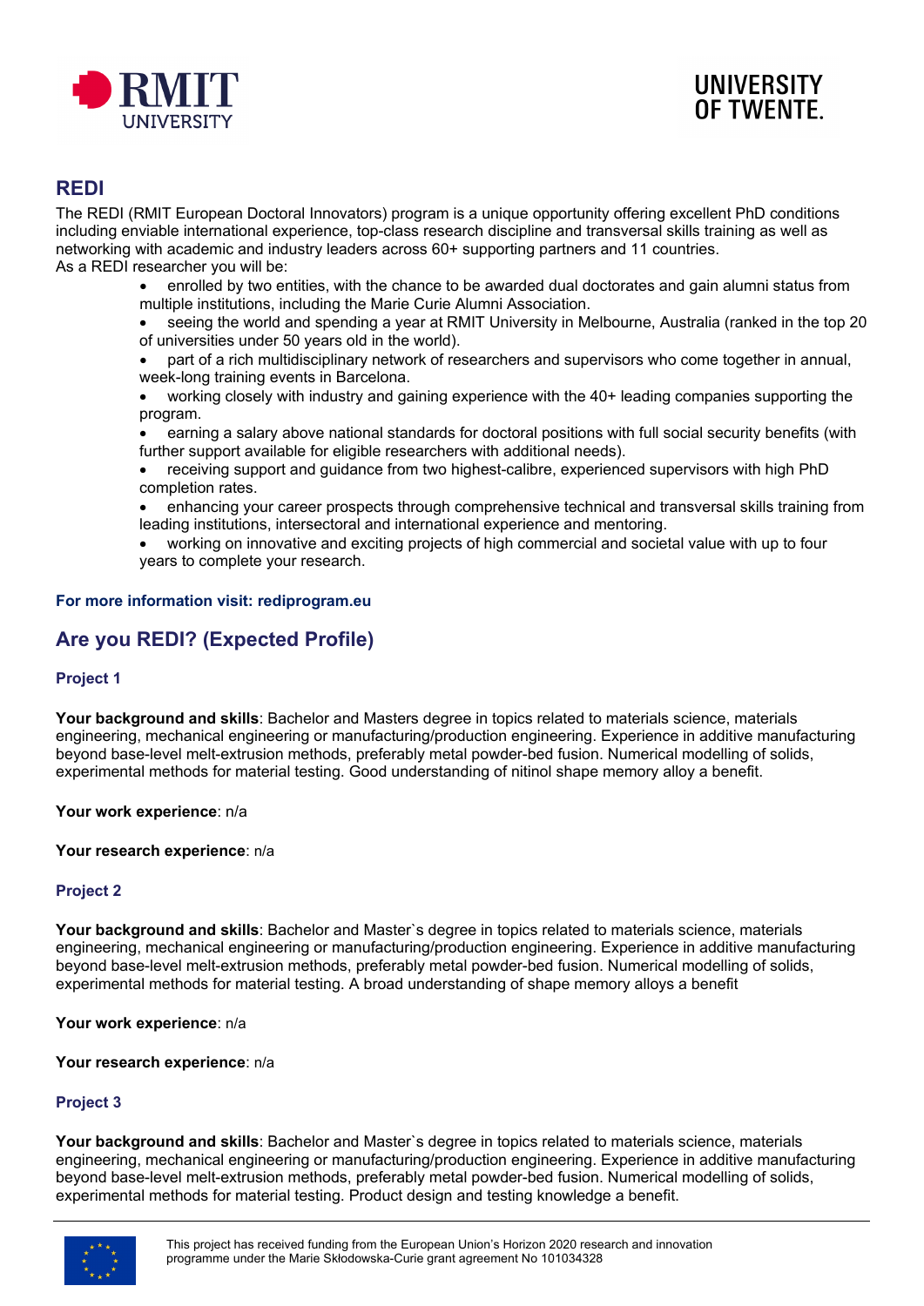## REDI

The REDI (RMIT European Doctoral Innovators) program is a unique opportunity offering excellent PhD conditions including enviable international experience, top-class research discipline and transversal skills training as well as networking with academic and industry leaders across 60+ supporting partners and 11 countries.
As a REDI researcher you will be:

- enrolled by two entities, with the chance to be awarded dual doctorates and gain alumni status from multiple institutions, including the Marie Curie Alumni Association.
- seeing the world and spending a year at RMIT University in Melbourne, Australia (ranked in the top 20 of universities under 50 years old in the world).
- part of a rich multidisciplinary network of researchers and supervisors who come together in annual, week-long training events in Barcelona.
- working closely with industry and gaining experience with the 40+ leading companies supporting the program.
- earning a salary above national standards for doctoral positions with full social security benefits (with further support available for eligible researchers with additional needs).
- receiving support and guidance from two highest-calibre, experienced supervisors with high PhD completion rates.
- enhancing your career prospects through comprehensive technical and transversal skills training from leading institutions, intersectoral and international experience and mentoring.
- working on innovative and exciting projects of high commercial and societal value with up to four years to complete your research.

**For more information visit: rediprogram.eu**

## Are you REDI? (Expected Profile)

### Project 1

**Your background and skills**: Bachelor and Masters degree in topics related to materials science, materials engineering, mechanical engineering or manufacturing/production engineering. Experience in additive manufacturing beyond base-level melt-extrusion methods, preferably metal powder-bed fusion. Numerical modelling of solids, experimental methods for material testing. Good understanding of nitinol shape memory alloy a benefit.

**Your work experience**: n/a

**Your research experience**: n/a

### Project 2

**Your background and skills**: Bachelor and Master`s degree in topics related to materials science, materials engineering, mechanical engineering or manufacturing/production engineering. Experience in additive manufacturing beyond base-level melt-extrusion methods, preferably metal powder-bed fusion. Numerical modelling of solids, experimental methods for material testing. A broad understanding of shape memory alloys a benefit

**Your work experience**: n/a

**Your research experience**: n/a

### Project 3

**Your background and skills**: Bachelor and Master`s degree in topics related to materials science, materials engineering, mechanical engineering or manufacturing/production engineering. Experience in additive manufacturing beyond base-level melt-extrusion methods, preferably metal powder-bed fusion. Numerical modelling of solids, experimental methods for material testing. Product design and testing knowledge a benefit.

This project has received funding from the European Union's Horizon 2020 research and innovation programme under the Marie Skłodowska-Curie grant agreement No 101034328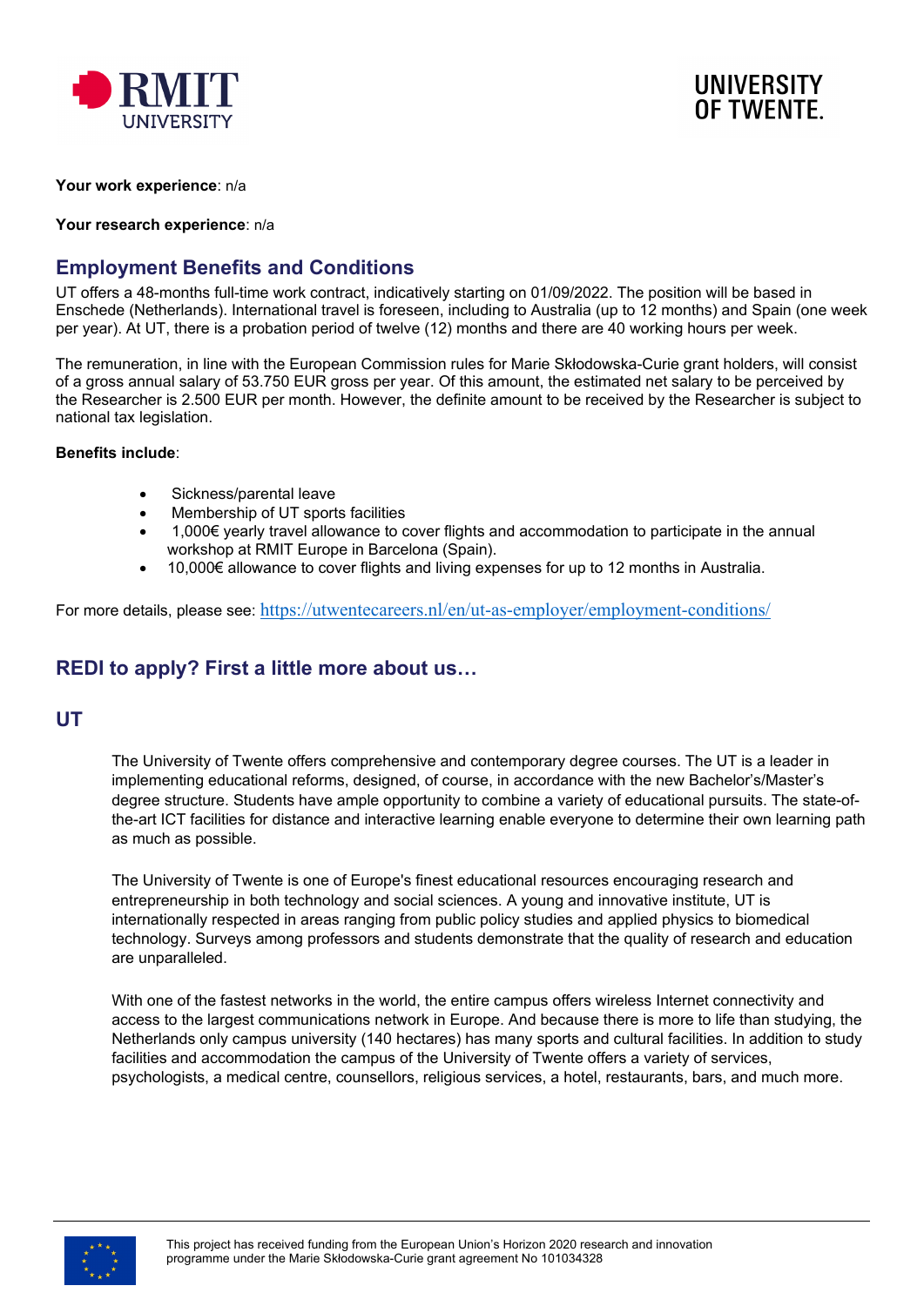**Your work experience**: n/a

**Your research experience**: n/a

## Employment Benefits and Conditions

UT offers a 48-months full-time work contract, indicatively starting on 01/09/2022. The position will be based in Enschede (Netherlands). International travel is foreseen, including to Australia (up to 12 months) and Spain (one week per year). At UT, there is a probation period of twelve (12) months and there are 40 working hours per week.

The remuneration, in line with the European Commission rules for Marie Skłodowska-Curie grant holders, will consist of a gross annual salary of 53.750 EUR gross per year. Of this amount, the estimated net salary to be perceived by the Researcher is 2.500 EUR per month. However, the definite amount to be received by the Researcher is subject to national tax legislation.

**Benefits include**:

- Sickness/parental leave
- Membership of UT sports facilities
- 1,000€ yearly travel allowance to cover flights and accommodation to participate in the annual workshop at RMIT Europe in Barcelona (Spain).
- 10,000€ allowance to cover flights and living expenses for up to 12 months in Australia.

For more details, please see: https://utwentecareers.nl/en/ut-as-employer/employment-conditions/

## REDI to apply? First a little more about us…

## UT

The University of Twente offers comprehensive and contemporary degree courses. The UT is a leader in implementing educational reforms, designed, of course, in accordance with the new Bachelor's/Master's degree structure. Students have ample opportunity to combine a variety of educational pursuits. The state-of-the-art ICT facilities for distance and interactive learning enable everyone to determine their own learning path as much as possible.

The University of Twente is one of Europe's finest educational resources encouraging research and entrepreneurship in both technology and social sciences. A young and innovative institute, UT is internationally respected in areas ranging from public policy studies and applied physics to biomedical technology. Surveys among professors and students demonstrate that the quality of research and education are unparalleled.

With one of the fastest networks in the world, the entire campus offers wireless Internet connectivity and access to the largest communications network in Europe. And because there is more to life than studying, the Netherlands only campus university (140 hectares) has many sports and cultural facilities. In addition to study facilities and accommodation the campus of the University of Twente offers a variety of services, psychologists, a medical centre, counsellors, religious services, a hotel, restaurants, bars, and much more.

This project has received funding from the European Union's Horizon 2020 research and innovation programme under the Marie Skłodowska-Curie grant agreement No 101034328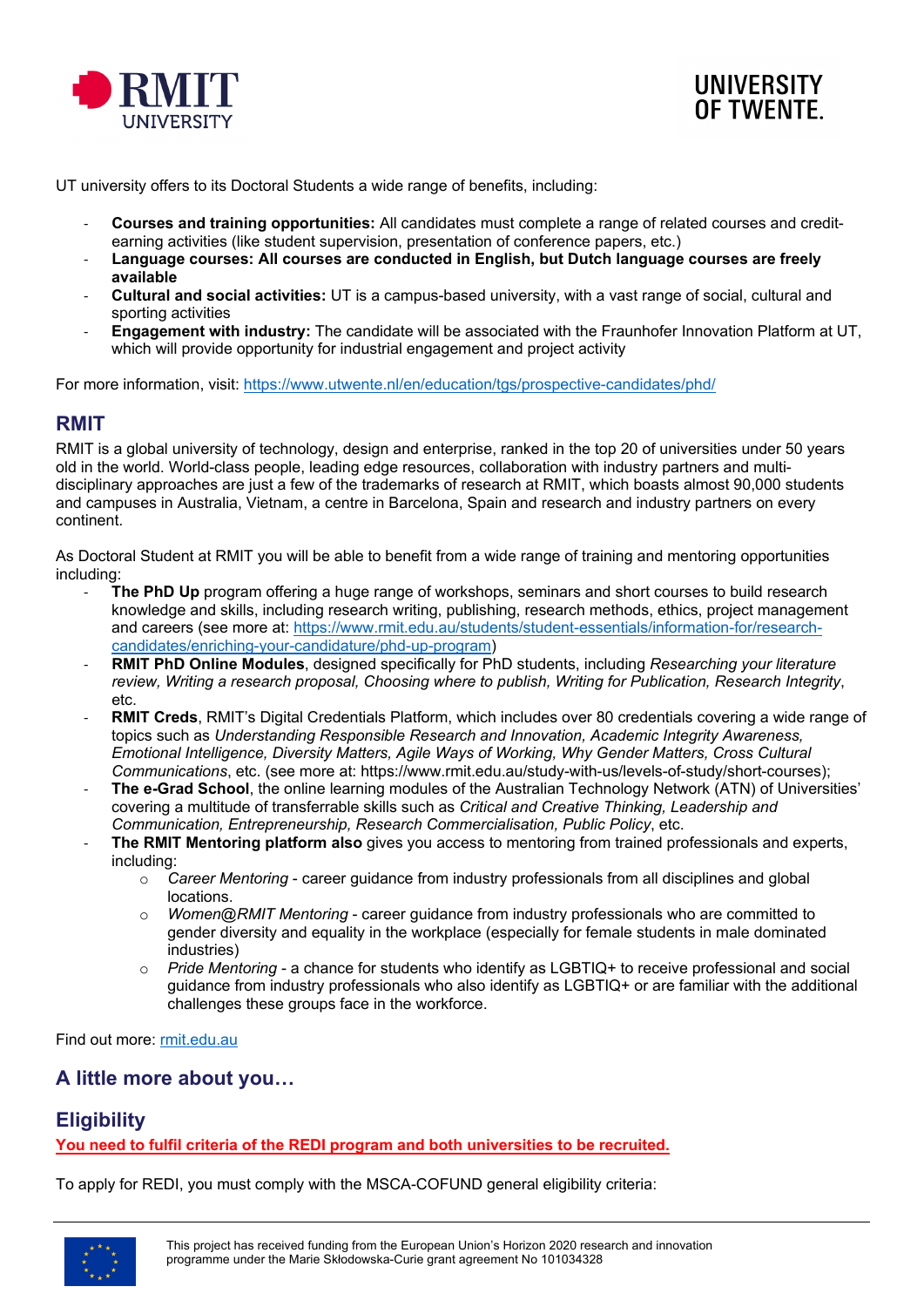UT university offers to its Doctoral Students a wide range of benefits, including:

- **Courses and training opportunities:** All candidates must complete a range of related courses and credit-earning activities (like student supervision, presentation of conference papers, etc.)
- **Language courses: All courses are conducted in English, but Dutch language courses are freely available**
- **Cultural and social activities:** UT is a campus-based university, with a vast range of social, cultural and sporting activities
- **Engagement with industry:** The candidate will be associated with the Fraunhofer Innovation Platform at UT, which will provide opportunity for industrial engagement and project activity

For more information, visit: https://www.utwente.nl/en/education/tgs/prospective-candidates/phd/

## RMIT

RMIT is a global university of technology, design and enterprise, ranked in the top 20 of universities under 50 years old in the world. World-class people, leading edge resources, collaboration with industry partners and multi-disciplinary approaches are just a few of the trademarks of research at RMIT, which boasts almost 90,000 students and campuses in Australia, Vietnam, a centre in Barcelona, Spain and research and industry partners on every continent.

As Doctoral Student at RMIT you will be able to benefit from a wide range of training and mentoring opportunities including:

- **The PhD Up** program offering a huge range of workshops, seminars and short courses to build research knowledge and skills, including research writing, publishing, research methods, ethics, project management and careers (see more at: https://www.rmit.edu.au/students/student-essentials/information-for/research-candidates/enriching-your-candidature/phd-up-program)
- **RMIT PhD Online Modules**, designed specifically for PhD students, including *Researching your literature review, Writing a research proposal, Choosing where to publish, Writing for Publication, Research Integrity*, etc.
- **RMIT Creds**, RMIT's Digital Credentials Platform, which includes over 80 credentials covering a wide range of topics such as *Understanding Responsible Research and Innovation, Academic Integrity Awareness, Emotional Intelligence, Diversity Matters, Agile Ways of Working, Why Gender Matters, Cross Cultural Communications*, etc. (see more at: https://www.rmit.edu.au/study-with-us/levels-of-study/short-courses);
- **The e-Grad School**, the online learning modules of the Australian Technology Network (ATN) of Universities' covering a multitude of transferrable skills such as *Critical and Creative Thinking, Leadership and Communication, Entrepreneurship, Research Commercialisation, Public Policy*, etc.
- **The RMIT Mentoring platform also** gives you access to mentoring from trained professionals and experts, including:
  - *Career Mentoring* - career guidance from industry professionals from all disciplines and global locations.
  - *Women@RMIT Mentoring* - career guidance from industry professionals who are committed to gender diversity and equality in the workplace (especially for female students in male dominated industries)
  - *Pride Mentoring* - a chance for students who identify as LGBTIQ+ to receive professional and social guidance from industry professionals who also identify as LGBTIQ+ or are familiar with the additional challenges these groups face in the workforce.

Find out more: rmit.edu.au

## A little more about you…

## Eligibility

**You need to fulfil criteria of the REDI program and both universities to be recruited.**

To apply for REDI, you must comply with the MSCA-COFUND general eligibility criteria:

This project has received funding from the European Union's Horizon 2020 research and innovation programme under the Marie Skłodowska-Curie grant agreement No 101034328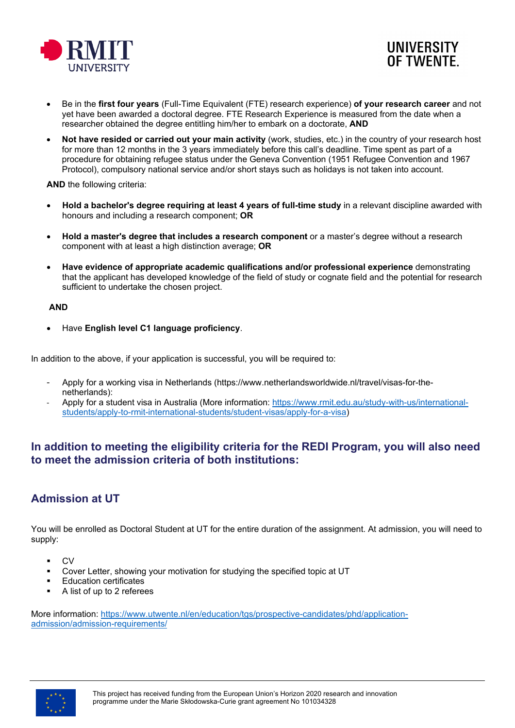- Be in the **first four years** (Full-Time Equivalent (FTE) research experience) **of your research career** and not yet have been awarded a doctoral degree. FTE Research Experience is measured from the date when a researcher obtained the degree entitling him/her to embark on a doctorate, **AND**
- **Not have resided or carried out your main activity** (work, studies, etc.) in the country of your research host for more than 12 months in the 3 years immediately before this call's deadline. Time spent as part of a procedure for obtaining refugee status under the Geneva Convention (1951 Refugee Convention and 1967 Protocol), compulsory national service and/or short stays such as holidays is not taken into account.

**AND** the following criteria:

- **Hold a bachelor's degree requiring at least 4 years of full-time study** in a relevant discipline awarded with honours and including a research component; **OR**
- **Hold a master's degree that includes a research component** or a master's degree without a research component with at least a high distinction average; **OR**
- **Have evidence of appropriate academic qualifications and/or professional experience** demonstrating that the applicant has developed knowledge of the field of study or cognate field and the potential for research sufficient to undertake the chosen project.

**AND**

- Have **English level C1 language proficiency**.

In addition to the above, if your application is successful, you will be required to:

- Apply for a working visa in Netherlands (https://www.netherlandsworldwide.nl/travel/visas-for-the-netherlands):
- Apply for a student visa in Australia (More information: https://www.rmit.edu.au/study-with-us/international-students/apply-to-rmit-international-students/student-visas/apply-for-a-visa)

## In addition to meeting the eligibility criteria for the REDI Program, you will also need to meet the admission criteria of both institutions:

## Admission at UT

You will be enrolled as Doctoral Student at UT for the entire duration of the assignment. At admission, you will need to supply:

- CV
- Cover Letter, showing your motivation for studying the specified topic at UT
- Education certificates
- A list of up to 2 referees

More information: https://www.utwente.nl/en/education/tgs/prospective-candidates/phd/application-admission/admission-requirements/

This project has received funding from the European Union's Horizon 2020 research and innovation programme under the Marie Skłodowska-Curie grant agreement No 101034328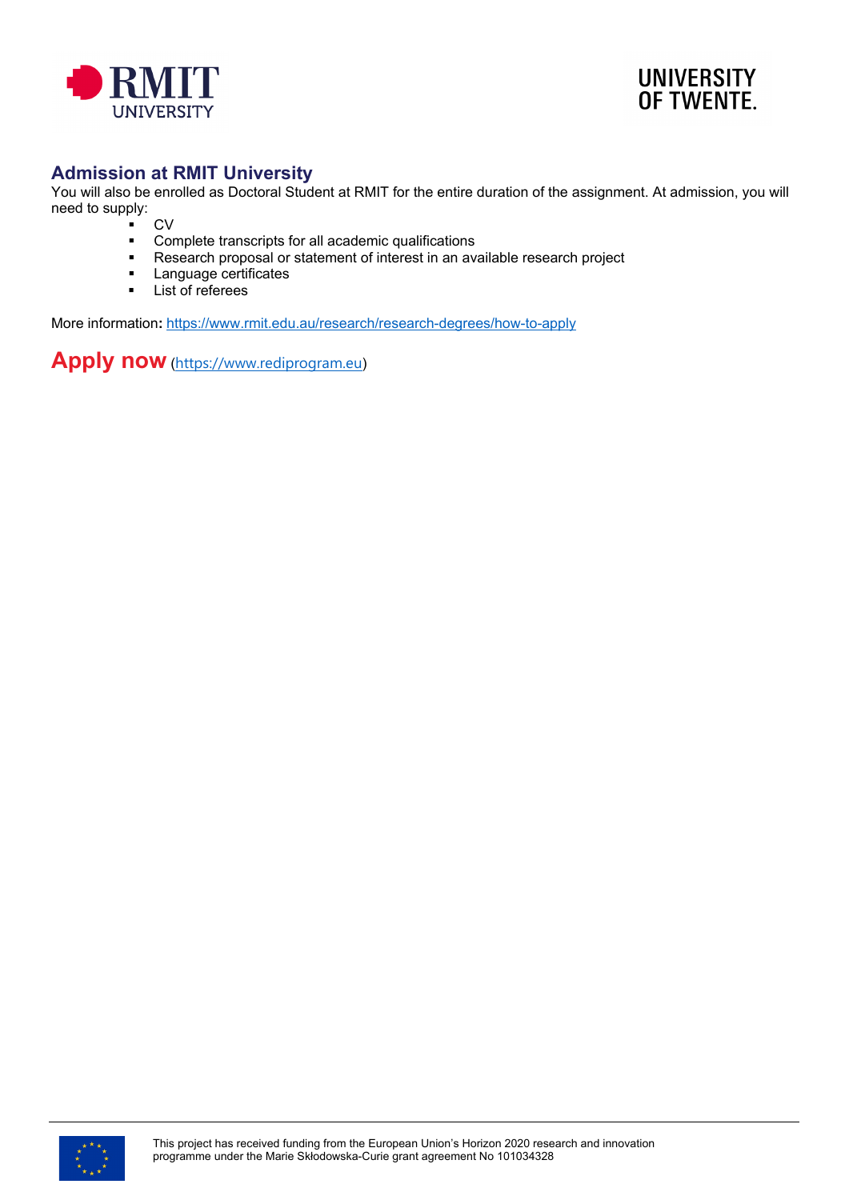## Admission at RMIT University

You will also be enrolled as Doctoral Student at RMIT for the entire duration of the assignment. At admission, you will need to supply:

- CV
- Complete transcripts for all academic qualifications
- Research proposal or statement of interest in an available research project
- Language certificates
- List of referees

More information**:** https://www.rmit.edu.au/research/research-degrees/how-to-apply

## Apply now (https://www.rediprogram.eu)

This project has received funding from the European Union's Horizon 2020 research and innovation programme under the Marie Skłodowska-Curie grant agreement No 101034328